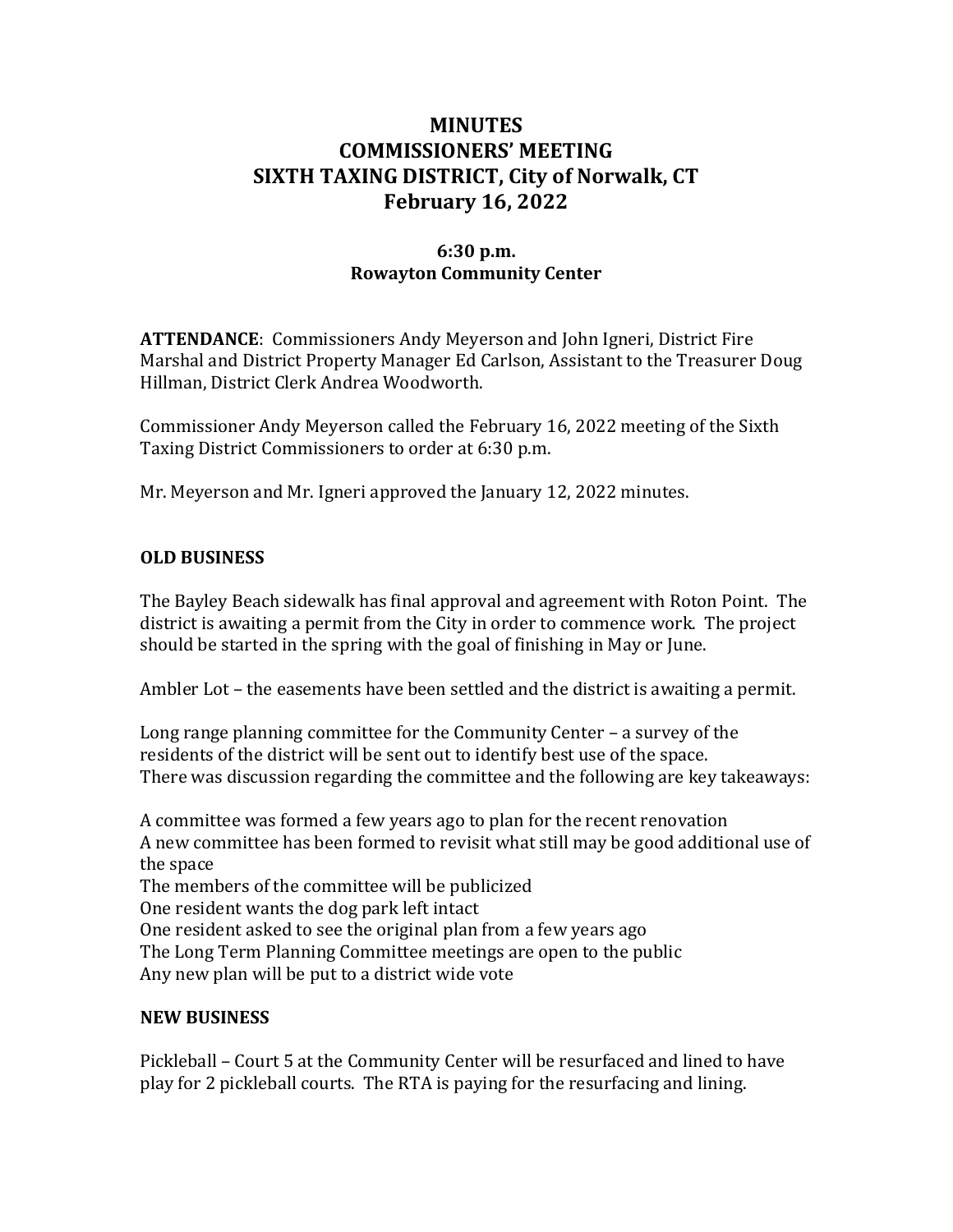# MINUTES
# COMMISSIONERS' MEETING
# SIXTH TAXING DISTRICT, City of Norwalk, CT
# February 16, 2022

**6:30 p.m.**
**Rowayton Community Center**

**ATTENDANCE**: Commissioners Andy Meyerson and John Igneri, District Fire Marshal and District Property Manager Ed Carlson, Assistant to the Treasurer Doug Hillman, District Clerk Andrea Woodworth.

Commissioner Andy Meyerson called the February 16, 2022 meeting of the Sixth Taxing District Commissioners to order at 6:30 p.m.

Mr. Meyerson and Mr. Igneri approved the January 12, 2022 minutes.

## OLD BUSINESS

The Bayley Beach sidewalk has final approval and agreement with Roton Point. The district is awaiting a permit from the City in order to commence work. The project should be started in the spring with the goal of finishing in May or June.

Ambler Lot – the easements have been settled and the district is awaiting a permit.

Long range planning committee for the Community Center – a survey of the residents of the district will be sent out to identify best use of the space.
There was discussion regarding the committee and the following are key takeaways:

A committee was formed a few years ago to plan for the recent renovation
A new committee has been formed to revisit what still may be good additional use of the space
The members of the committee will be publicized
One resident wants the dog park left intact
One resident asked to see the original plan from a few years ago
The Long Term Planning Committee meetings are open to the public
Any new plan will be put to a district wide vote

## NEW BUSINESS

Pickleball – Court 5 at the Community Center will be resurfaced and lined to have play for 2 pickleball courts. The RTA is paying for the resurfacing and lining.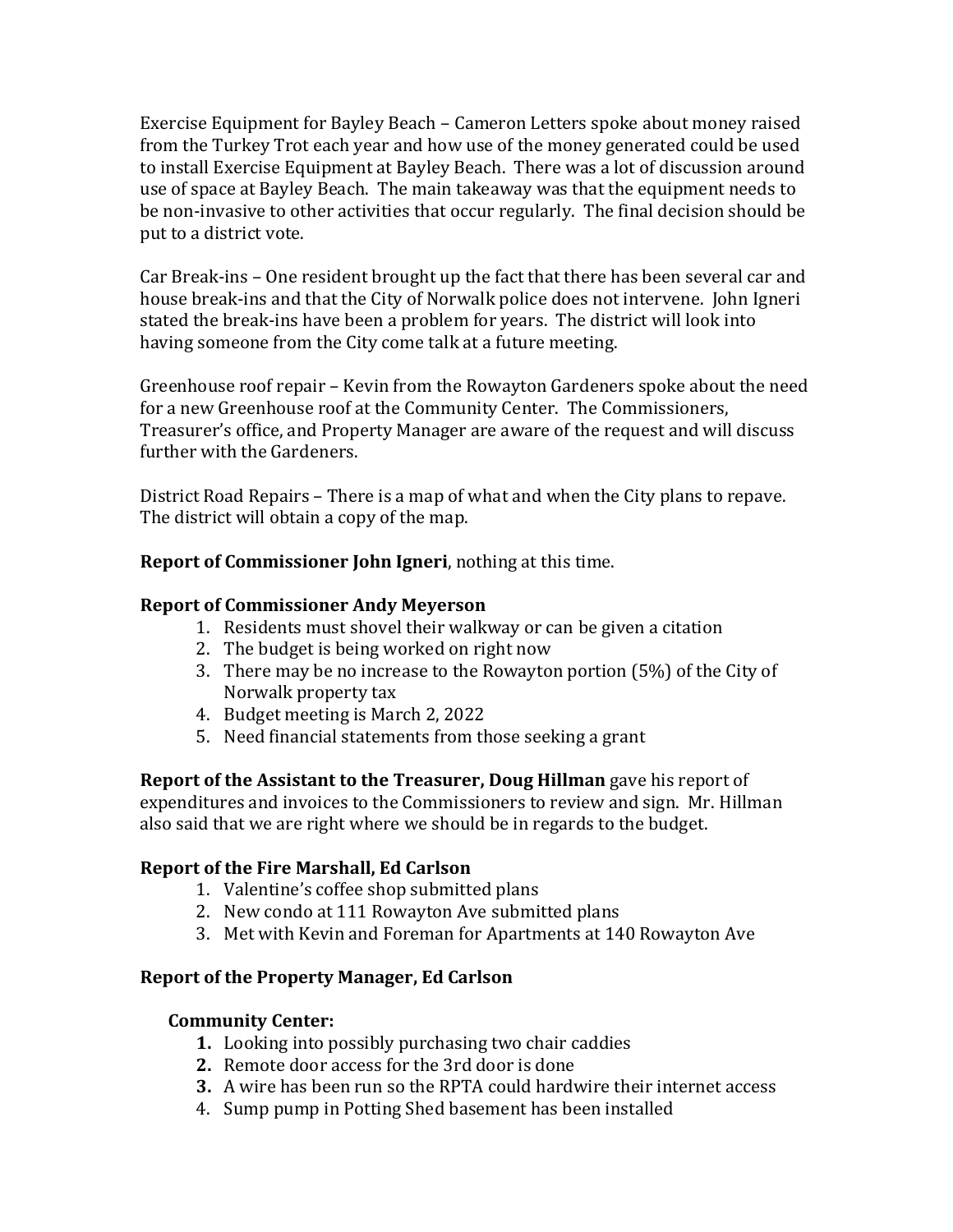Exercise Equipment for Bayley Beach – Cameron Letters spoke about money raised from the Turkey Trot each year and how use of the money generated could be used to install Exercise Equipment at Bayley Beach. There was a lot of discussion around use of space at Bayley Beach. The main takeaway was that the equipment needs to be non-invasive to other activities that occur regularly. The final decision should be put to a district vote.

Car Break-ins – One resident brought up the fact that there has been several car and house break-ins and that the City of Norwalk police does not intervene. John Igneri stated the break-ins have been a problem for years. The district will look into having someone from the City come talk at a future meeting.

Greenhouse roof repair – Kevin from the Rowayton Gardeners spoke about the need for a new Greenhouse roof at the Community Center. The Commissioners, Treasurer's office, and Property Manager are aware of the request and will discuss further with the Gardeners.

District Road Repairs – There is a map of what and when the City plans to repave. The district will obtain a copy of the map.

**Report of Commissioner John Igneri**, nothing at this time.

**Report of Commissioner Andy Meyerson**

1. Residents must shovel their walkway or can be given a citation
2. The budget is being worked on right now
3. There may be no increase to the Rowayton portion (5%) of the City of Norwalk property tax
4. Budget meeting is March 2, 2022
5. Need financial statements from those seeking a grant

**Report of the Assistant to the Treasurer, Doug Hillman** gave his report of expenditures and invoices to the Commissioners to review and sign. Mr. Hillman also said that we are right where we should be in regards to the budget.

**Report of the Fire Marshall, Ed Carlson**

1. Valentine's coffee shop submitted plans
2. New condo at 111 Rowayton Ave submitted plans
3. Met with Kevin and Foreman for Apartments at 140 Rowayton Ave

**Report of the Property Manager, Ed Carlson**

**Community Center:**

1. Looking into possibly purchasing two chair caddies
2. Remote door access for the 3rd door is done
3. A wire has been run so the RPTA could hardwire their internet access
4. Sump pump in Potting Shed basement has been installed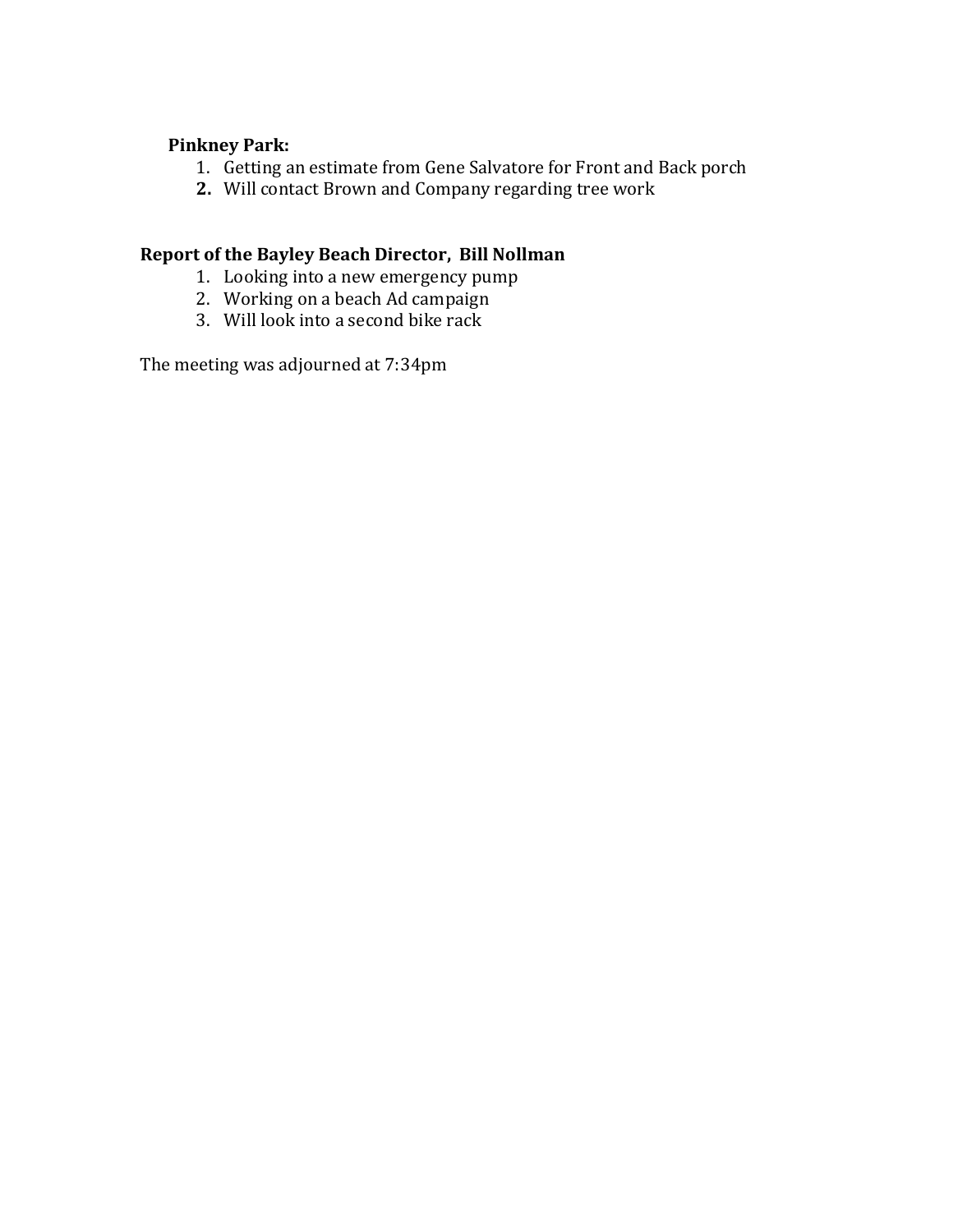**Pinkney Park:**

1. Getting an estimate from Gene Salvatore for Front and Back porch
2. Will contact Brown and Company regarding tree work

**Report of the Bayley Beach Director, Bill Nollman**

1. Looking into a new emergency pump
2. Working on a beach Ad campaign
3. Will look into a second bike rack

The meeting was adjourned at 7:34pm